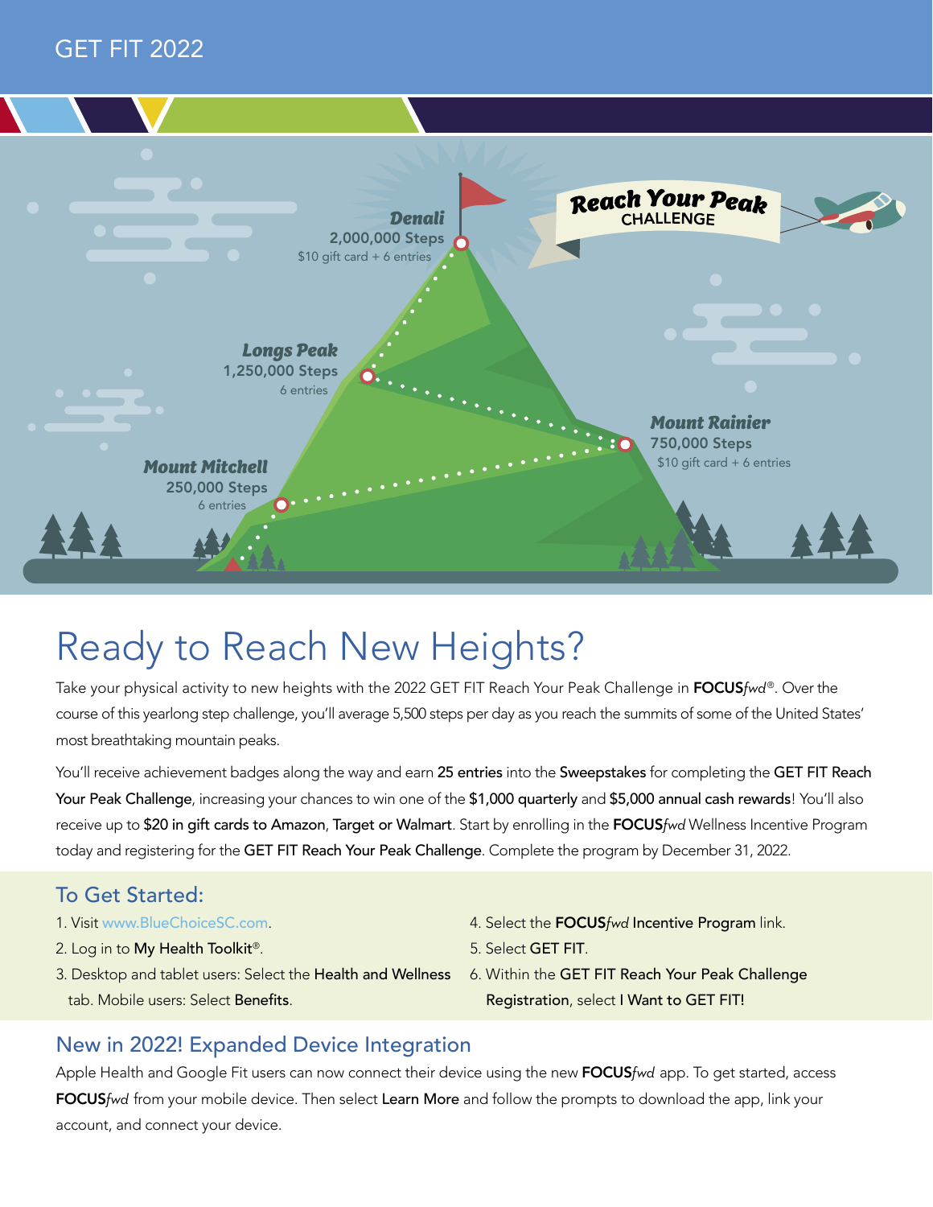GET FIT 2022

**Reach Your Peak**
CHALLENGE

**Denali**
2,000,000 Steps
$10 gift card + 6 entries

**Longs Peak**
1,250,000 Steps
6 entries

**Mount Rainier**
750,000 Steps
$10 gift card + 6 entries

**Mount Mitchell**
250,000 Steps
6 entries

# Ready to Reach New Heights?

Take your physical activity to new heights with the 2022 GET FIT Reach Your Peak Challenge in **FOCUS***fwd*®. Over the course of this yearlong step challenge, you'll average 5,500 steps per day as you reach the summits of some of the United States' most breathtaking mountain peaks.

You'll receive achievement badges along the way and earn **25 entries** into the **Sweepstakes** for completing the **GET FIT Reach Your Peak Challenge**, increasing your chances to win one of the **$1,000 quarterly** and **$5,000 annual cash rewards**! You'll also receive up to **$20 in gift cards to Amazon, Target or Walmart**. Start by enrolling in the **FOCUS***fwd* Wellness Incentive Program today and registering for the **GET FIT Reach Your Peak Challenge**. Complete the program by December 31, 2022.

## To Get Started:

1. Visit www.BlueChoiceSC.com.
2. Log in to **My Health Toolkit**®.
3. Desktop and tablet users: Select the **Health and Wellness** tab. Mobile users: Select **Benefits**.
4. Select the **FOCUS***fwd* **Incentive Program** link.
5. Select **GET FIT**.
6. Within the **GET FIT Reach Your Peak Challenge Registration**, select **I Want to GET FIT!**

## New in 2022! Expanded Device Integration

Apple Health and Google Fit users can now connect their device using the new **FOCUS***fwd* app. To get started, access **FOCUS***fwd* from your mobile device. Then select **Learn More** and follow the prompts to download the app, link your account, and connect your device.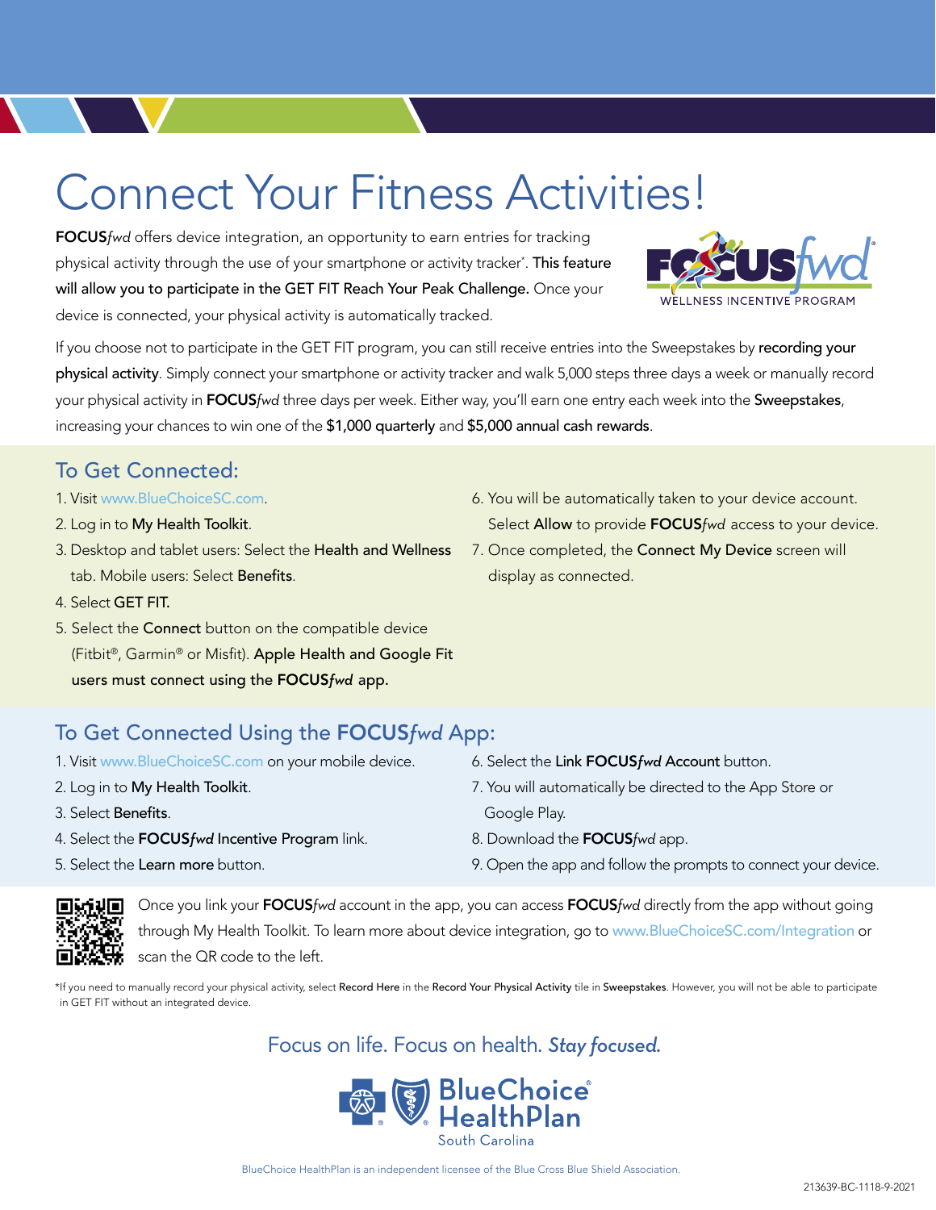# Connect Your Fitness Activities!

**FOCUS*fwd*** offers device integration, an opportunity to earn entries for tracking physical activity through the use of your smartphone or activity tracker*. This feature will allow you to participate in the GET FIT Reach Your Peak Challenge. Once your device is connected, your physical activity is automatically tracked.

FOCUS*fwd* WELLNESS INCENTIVE PROGRAM

If you choose not to participate in the GET FIT program, you can still receive entries into the Sweepstakes by recording your physical activity. Simply connect your smartphone or activity tracker and walk 5,000 steps three days a week or manually record your physical activity in **FOCUS*fwd*** three days per week. Either way, you'll earn one entry each week into the Sweepstakes, increasing your chances to win one of the $1,000 quarterly and $5,000 annual cash rewards.

## To Get Connected:

1. Visit www.BlueChoiceSC.com.
2. Log in to My Health Toolkit.
3. Desktop and tablet users: Select the Health and Wellness tab. Mobile users: Select Benefits.
4. Select GET FIT.
5. Select the Connect button on the compatible device (Fitbit®, Garmin® or Misfit). Apple Health and Google Fit users must connect using the **FOCUS*fwd*** app.
6. You will be automatically taken to your device account. Select Allow to provide **FOCUS*fwd*** access to your device.
7. Once completed, the Connect My Device screen will display as connected.

## To Get Connected Using the **FOCUS*fwd*** App:

1. Visit www.BlueChoiceSC.com on your mobile device.
2. Log in to My Health Toolkit.
3. Select Benefits.
4. Select the **FOCUS*fwd*** Incentive Program link.
5. Select the Learn more button.
6. Select the Link **FOCUS*fwd*** Account button.
7. You will automatically be directed to the App Store or Google Play.
8. Download the **FOCUS*fwd*** app.
9. Open the app and follow the prompts to connect your device.

Once you link your **FOCUS*fwd*** account in the app, you can access **FOCUS*fwd*** directly from the app without going through My Health Toolkit. To learn more about device integration, go to www.BlueChoiceSC.com/Integration or scan the QR code to the left.

*If you need to manually record your physical activity, select Record Here in the Record Your Physical Activity tile in Sweepstakes. However, you will not be able to participate in GET FIT without an integrated device.

Focus on life. Focus on health. ***Stay focused.***

BlueChoice® HealthPlan South Carolina

BlueChoice HealthPlan is an independent licensee of the Blue Cross Blue Shield Association.

213639-BC-1118-9-2021